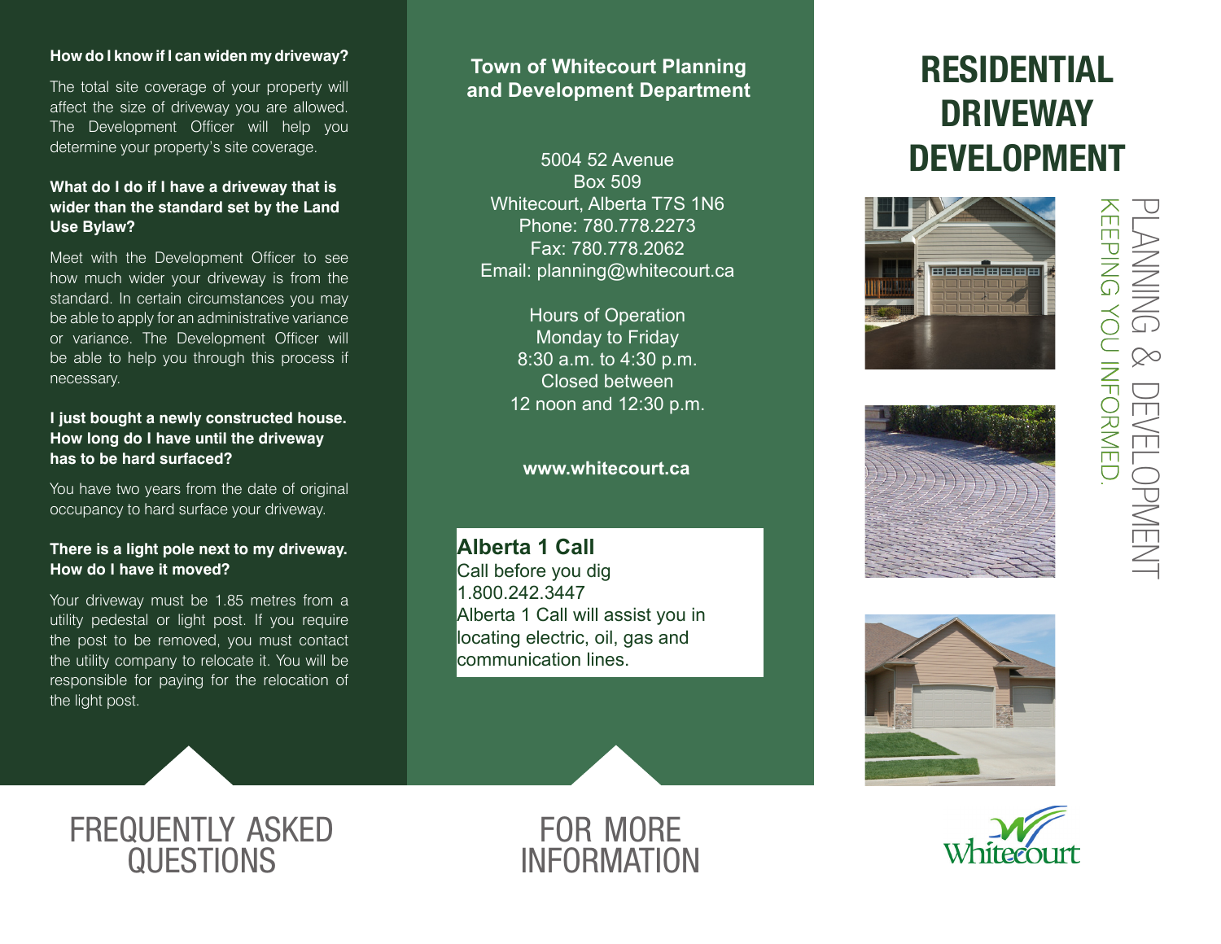# RESIDENTIAL DRIVEWAY DEVELOPMENT

PLANNING & DEVELOPMENT

KEEPING YOU INFORMED.

Whitecourt

## FREQUENTLY ASKED QUESTIONS

**How do I know if I can widen my driveway?**

The total site coverage of your property will affect the size of driveway you are allowed. The Development Officer will help you determine your property's site coverage.

**What do I do if I have a driveway that is wider than the standard set by the Land Use Bylaw?**

Meet with the Development Officer to see how much wider your driveway is from the standard. In certain circumstances you may be able to apply for an administrative variance or variance. The Development Officer will be able to help you through this process if necessary.

**I just bought a newly constructed house. How long do I have until the driveway has to be hard surfaced?**

You have two years from the date of original occupancy to hard surface your driveway.

**There is a light pole next to my driveway. How do I have it moved?**

Your driveway must be 1.85 metres from a utility pedestal or light post. If you require the post to be removed, you must contact the utility company to relocate it. You will be responsible for paying for the relocation of the light post.

## FOR MORE INFORMATION

**Town of Whitecourt Planning and Development Department**

5004 52 Avenue
Box 509
Whitecourt, Alberta T7S 1N6
Phone: 780.778.2273
Fax: 780.778.2062
Email: planning@whitecourt.ca

Hours of Operation
Monday to Friday
8:30 a.m. to 4:30 p.m.
Closed between
12 noon and 12:30 p.m.

**www.whitecourt.ca**

**Alberta 1 Call**
Call before you dig
1.800.242.3447
Alberta 1 Call will assist you in locating electric, oil, gas and communication lines.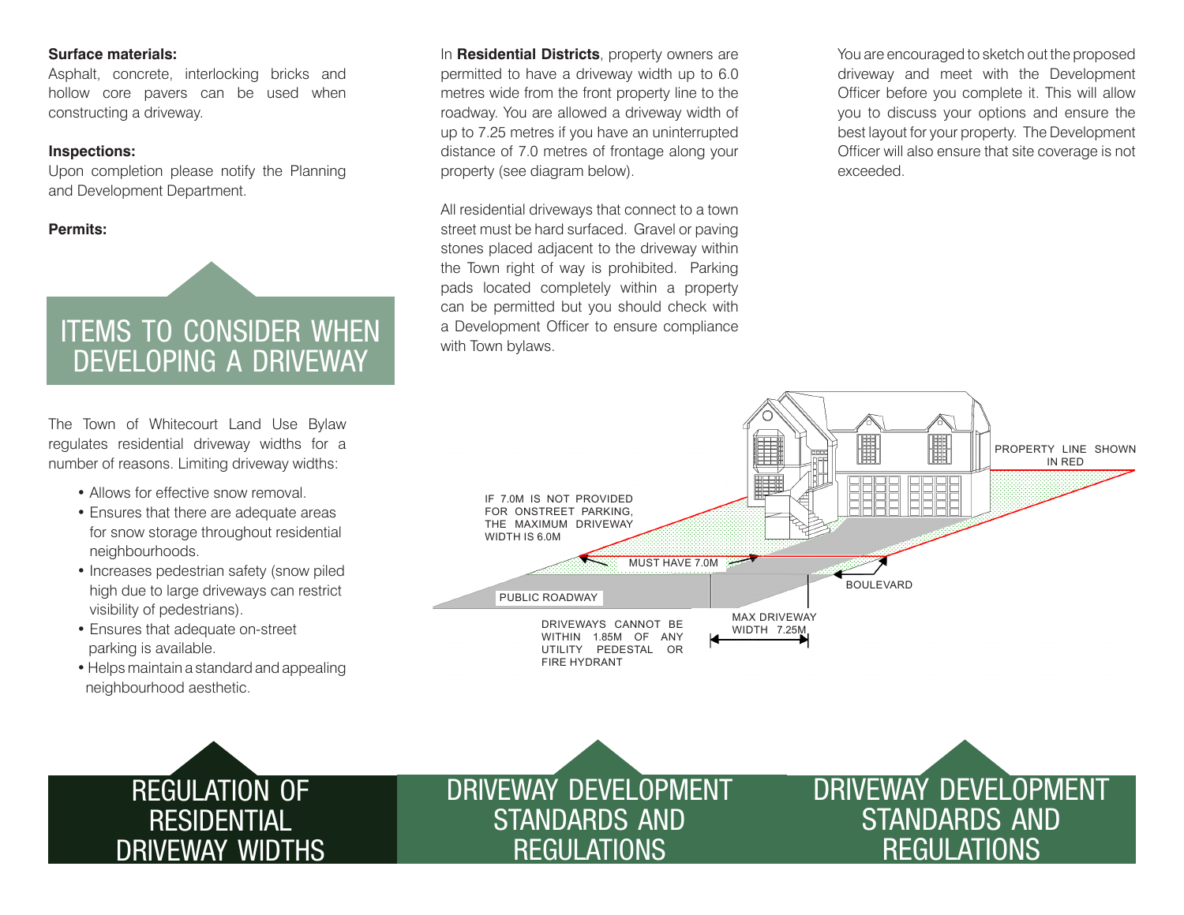**Surface materials:**
Asphalt, concrete, interlocking bricks and hollow core pavers can be used when constructing a driveway.

**Inspections:**
Upon completion please notify the Planning and Development Department.

**Permits:**

## ITEMS TO CONSIDER WHEN DEVELOPING A DRIVEWAY

The Town of Whitecourt Land Use Bylaw regulates residential driveway widths for a number of reasons. Limiting driveway widths:

- Allows for effective snow removal.
- Ensures that there are adequate areas for snow storage throughout residential neighbourhoods.
- Increases pedestrian safety (snow piled high due to large driveways can restrict visibility of pedestrians).
- Ensures that adequate on-street parking is available.
- Helps maintain a standard and appealing neighbourhood aesthetic.

## REGULATION OF RESIDENTIAL DRIVEWAY WIDTHS

In **Residential Districts**, property owners are permitted to have a driveway width up to 6.0 metres wide from the front property line to the roadway. You are allowed a driveway width of up to 7.25 metres if you have an uninterrupted distance of 7.0 metres of frontage along your property (see diagram below).

All residential driveways that connect to a town street must be hard surfaced. Gravel or paving stones placed adjacent to the driveway within the Town right of way is prohibited. Parking pads located completely within a property can be permitted but you should check with a Development Officer to ensure compliance with Town bylaws.

You are encouraged to sketch out the proposed driveway and meet with the Development Officer before you complete it. This will allow you to discuss your options and ensure the best layout for your property. The Development Officer will also ensure that site coverage is not exceeded.

PROPERTY LINE SHOWN IN RED

IF 7.0M IS NOT PROVIDED FOR ONSTREET PARKING, THE MAXIMUM DRIVEWAY WIDTH IS 6.0M

MUST HAVE 7.0M

BOULEVARD

PUBLIC ROADWAY

DRIVEWAYS CANNOT BE WITHIN 1.85M OF ANY UTILITY PEDESTAL OR FIRE HYDRANT

MAX DRIVEWAY WIDTH 7.25M

## DRIVEWAY DEVELOPMENT STANDARDS AND REGULATIONS

## DRIVEWAY DEVELOPMENT STANDARDS AND REGULATIONS